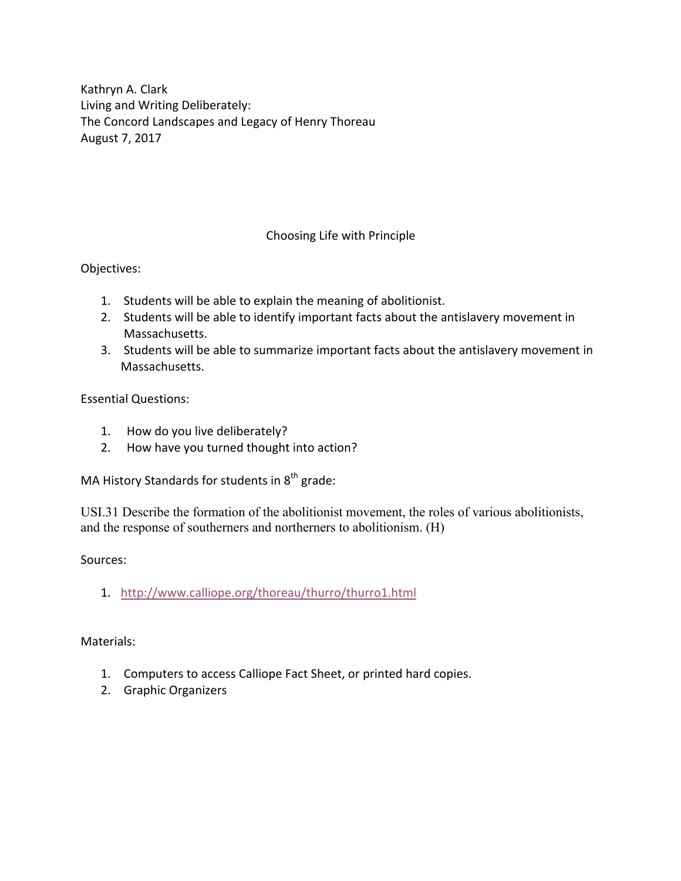Kathryn A. Clark
Living and Writing Deliberately:
The Concord Landscapes and Legacy of Henry Thoreau
August 7, 2017

## Choosing Life with Principle

Objectives:

1. Students will be able to explain the meaning of abolitionist.
2. Students will be able to identify important facts about the antislavery movement in Massachusetts.
3. Students will be able to summarize important facts about the antislavery movement in Massachusetts.

Essential Questions:

1. How do you live deliberately?
2. How have you turned thought into action?

MA History Standards for students in 8th grade:

USI.31 Describe the formation of the abolitionist movement, the roles of various abolitionists, and the response of southerners and northerners to abolitionism. (H)

Sources:

1. http://www.calliope.org/thoreau/thurro/thurro1.html

Materials:

1. Computers to access Calliope Fact Sheet, or printed hard copies.
2. Graphic Organizers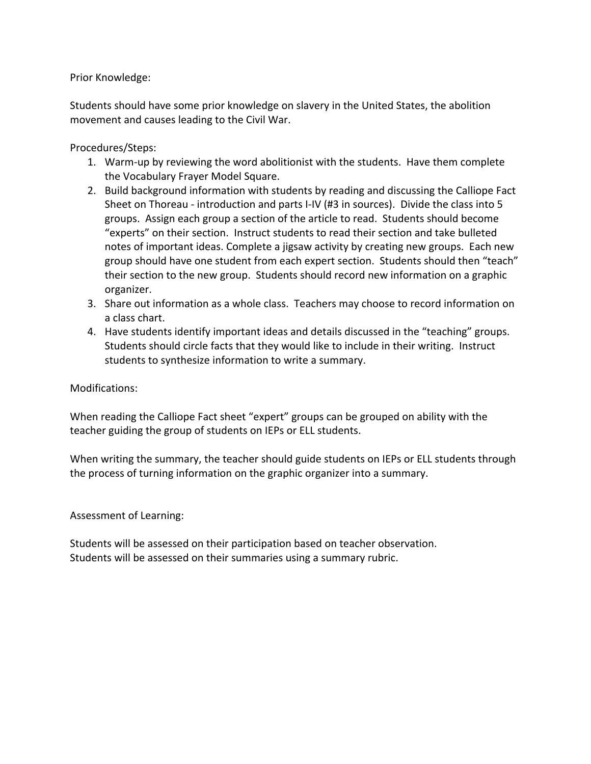Prior Knowledge:

Students should have some prior knowledge on slavery in the United States, the abolition movement and causes leading to the Civil War.

Procedures/Steps:

1. Warm-up by reviewing the word abolitionist with the students. Have them complete the Vocabulary Frayer Model Square.
2. Build background information with students by reading and discussing the Calliope Fact Sheet on Thoreau - introduction and parts I-IV (#3 in sources). Divide the class into 5 groups. Assign each group a section of the article to read. Students should become "experts" on their section. Instruct students to read their section and take bulleted notes of important ideas. Complete a jigsaw activity by creating new groups. Each new group should have one student from each expert section. Students should then "teach" their section to the new group. Students should record new information on a graphic organizer.
3. Share out information as a whole class. Teachers may choose to record information on a class chart.
4. Have students identify important ideas and details discussed in the "teaching" groups. Students should circle facts that they would like to include in their writing. Instruct students to synthesize information to write a summary.

Modifications:

When reading the Calliope Fact sheet "expert" groups can be grouped on ability with the teacher guiding the group of students on IEPs or ELL students.

When writing the summary, the teacher should guide students on IEPs or ELL students through the process of turning information on the graphic organizer into a summary.

Assessment of Learning:

Students will be assessed on their participation based on teacher observation.
Students will be assessed on their summaries using a summary rubric.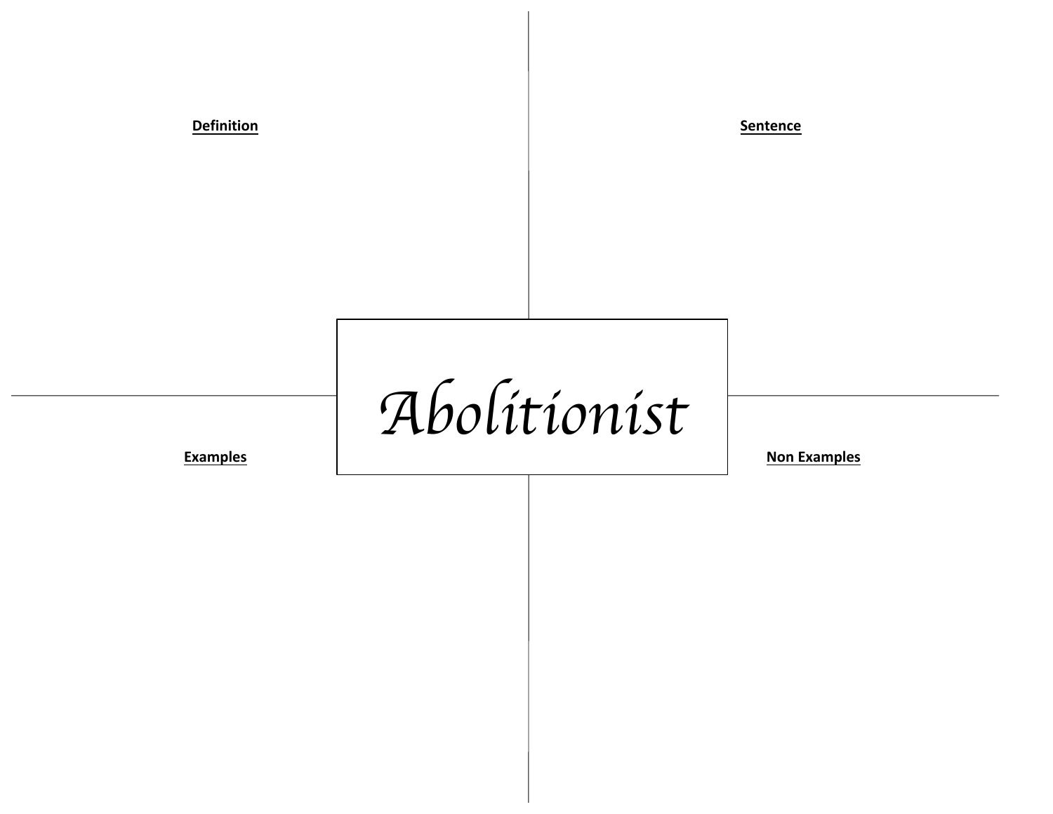**Definition**

**Sentence**

# *Abolitionist*

**Examples**

**Non Examples**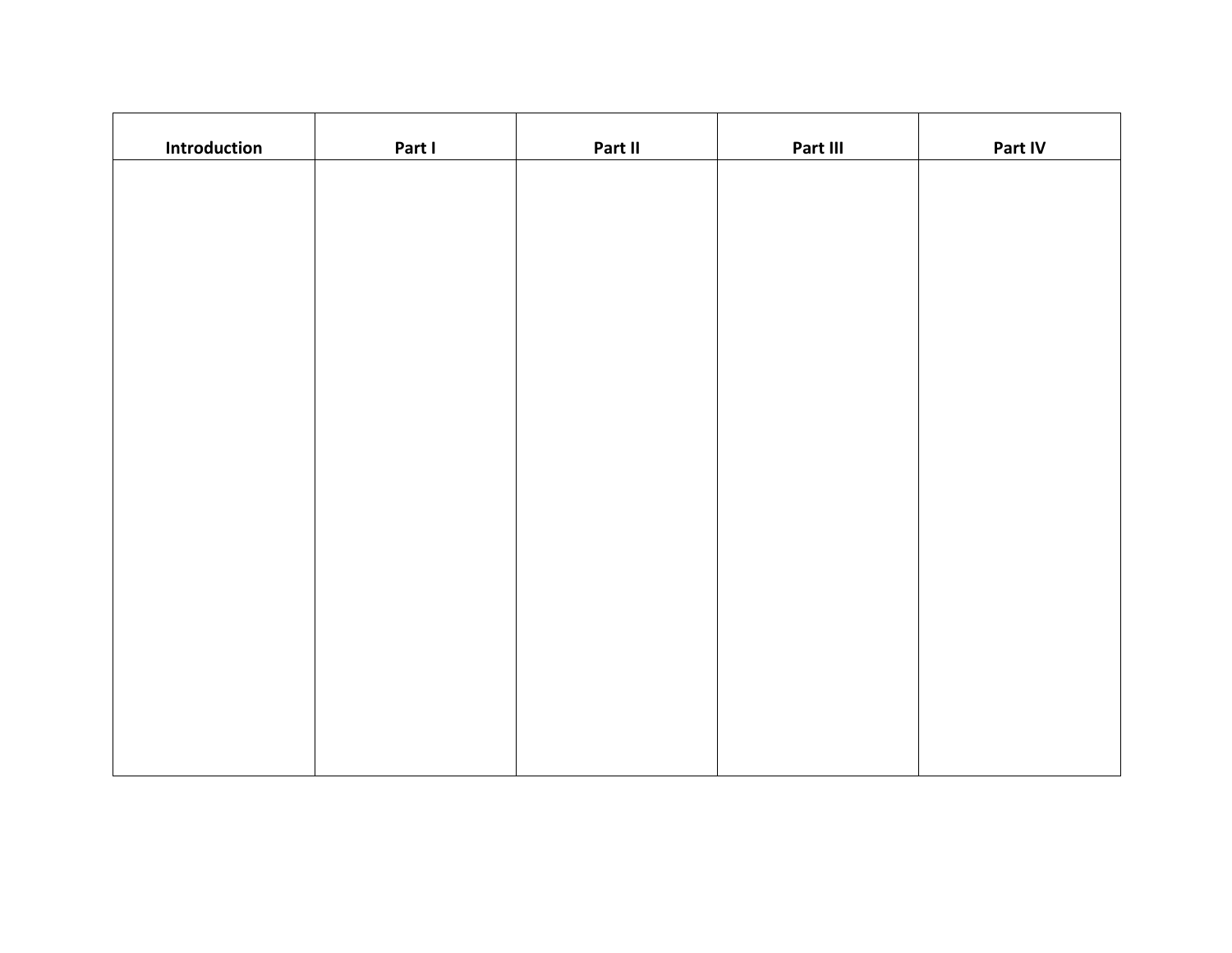| Introduction | Part I | Part II | Part III | Part IV |
| --- | --- | --- | --- | --- |
| | | | | |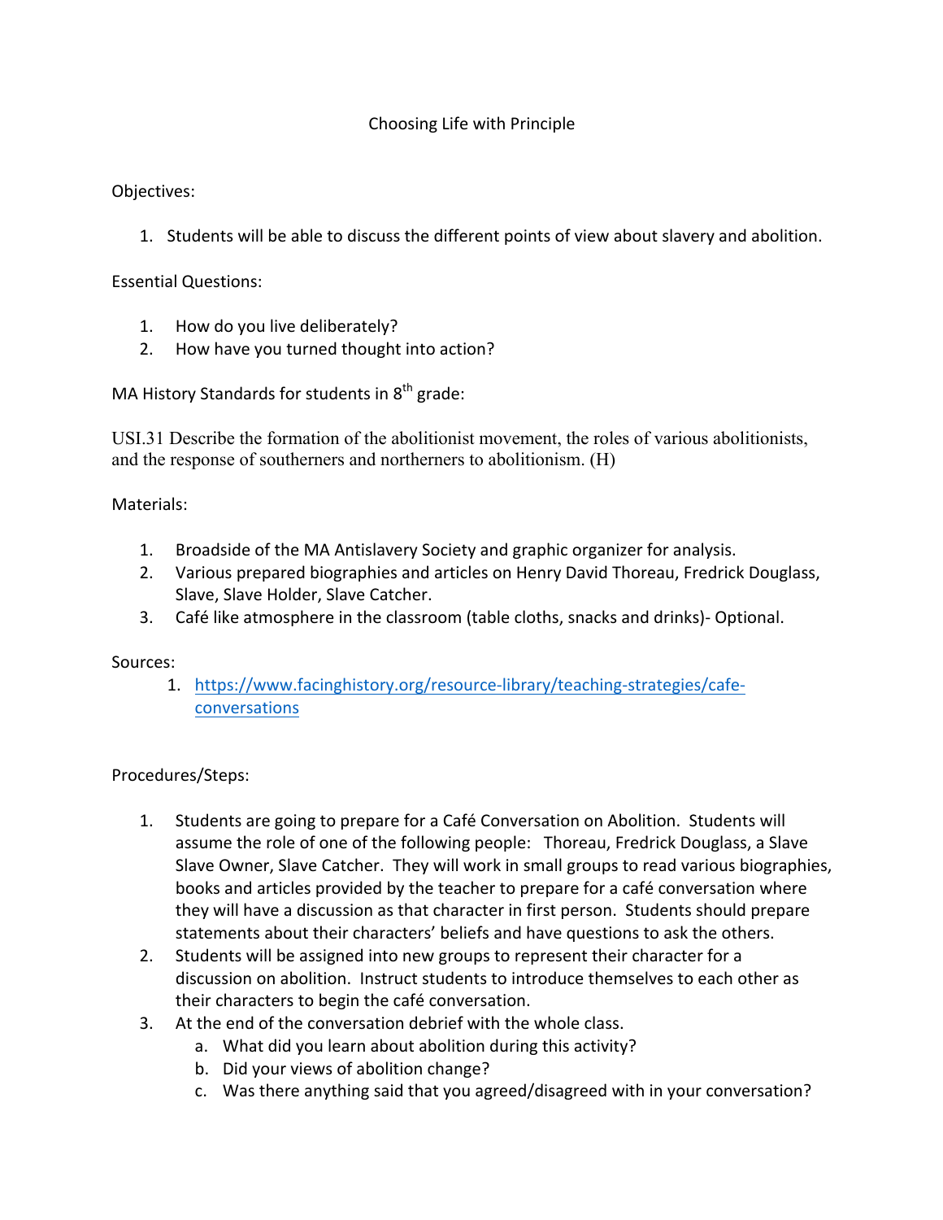# Choosing Life with Principle

Objectives:

1. Students will be able to discuss the different points of view about slavery and abolition.

Essential Questions:

1. How do you live deliberately?
2. How have you turned thought into action?

MA History Standards for students in 8th grade:

USI.31 Describe the formation of the abolitionist movement, the roles of various abolitionists, and the response of southerners and northerners to abolitionism. (H)

Materials:

1. Broadside of the MA Antislavery Society and graphic organizer for analysis.
2. Various prepared biographies and articles on Henry David Thoreau, Fredrick Douglass, Slave, Slave Holder, Slave Catcher.
3. Café like atmosphere in the classroom (table cloths, snacks and drinks)- Optional.

Sources:

1. [https://www.facinghistory.org/resource-library/teaching-strategies/cafe-conversations](https://www.facinghistory.org/resource-library/teaching-strategies/cafe-conversations)

Procedures/Steps:

1. Students are going to prepare for a Café Conversation on Abolition. Students will assume the role of one of the following people: Thoreau, Fredrick Douglass, a Slave Slave Owner, Slave Catcher. They will work in small groups to read various biographies, books and articles provided by the teacher to prepare for a café conversation where they will have a discussion as that character in first person. Students should prepare statements about their characters' beliefs and have questions to ask the others.
2. Students will be assigned into new groups to represent their character for a discussion on abolition. Instruct students to introduce themselves to each other as their characters to begin the café conversation.
3. At the end of the conversation debrief with the whole class.
   a. What did you learn about abolition during this activity?
   b. Did your views of abolition change?
   c. Was there anything said that you agreed/disagreed with in your conversation?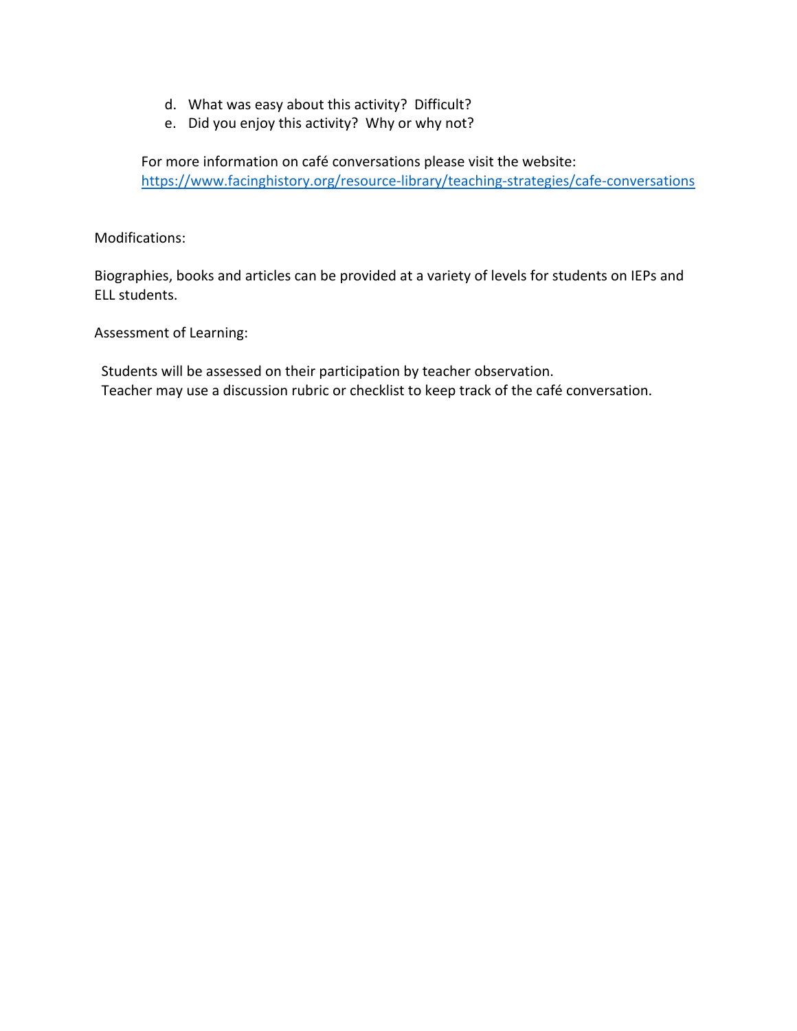d. What was easy about this activity? Difficult?
e. Did you enjoy this activity? Why or why not?

For more information on café conversations please visit the website: [https://www.facinghistory.org/resource-library/teaching-strategies/cafe-conversations](https://www.facinghistory.org/resource-library/teaching-strategies/cafe-conversations)

Modifications:

Biographies, books and articles can be provided at a variety of levels for students on IEPs and ELL students.

Assessment of Learning:

Students will be assessed on their participation by teacher observation.
Teacher may use a discussion rubric or checklist to keep track of the café conversation.